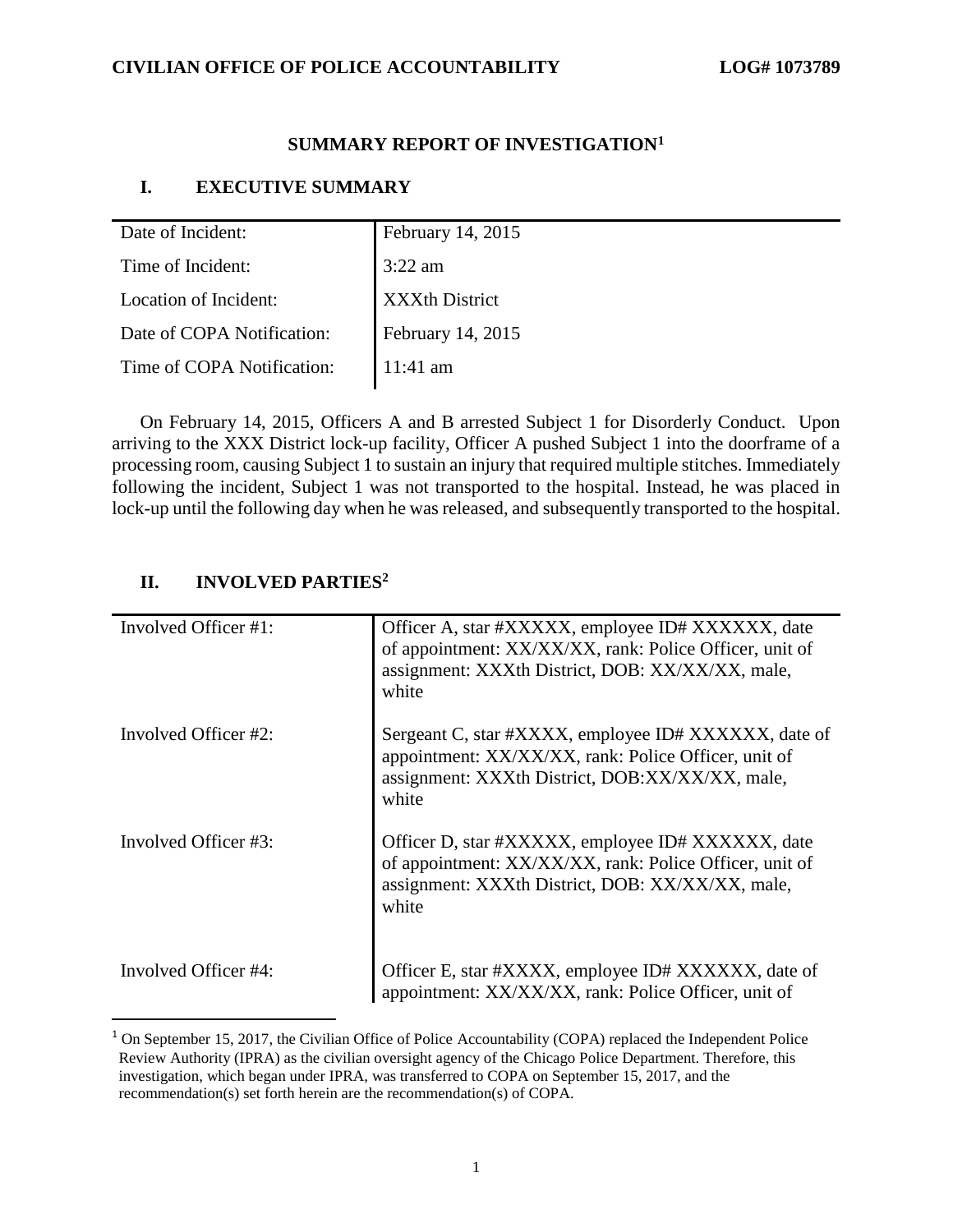## SUMMARY REPORT OF INVESTIGATION[1]

### I. EXECUTIVE SUMMARY

| | |
|---|---|
| Date of Incident: | February 14, 2015 |
| Time of Incident: | 3:22 am |
| Location of Incident: | XXXth District |
| Date of COPA Notification: | February 14, 2015 |
| Time of COPA Notification: | 11:41 am |

On February 14, 2015, Officers A and B arrested Subject 1 for Disorderly Conduct. Upon arriving to the XXX District lock-up facility, Officer A pushed Subject 1 into the doorframe of a processing room, causing Subject 1 to sustain an injury that required multiple stitches. Immediately following the incident, Subject 1 was not transported to the hospital. Instead, he was placed in lock-up until the following day when he was released, and subsequently transported to the hospital.

### II. INVOLVED PARTIES[2]

| | |
|---|---|
| Involved Officer #1: | Officer A, star #XXXXX, employee ID# XXXXXX, date of appointment: XX/XX/XX, rank: Police Officer, unit of assignment: XXXth District, DOB: XX/XX/XX, male, white |
| Involved Officer #2: | Sergeant C, star #XXXX, employee ID# XXXXXX, date of appointment: XX/XX/XX, rank: Police Officer, unit of assignment: XXXth District, DOB:XX/XX/XX, male, white |
| Involved Officer #3: | Officer D, star #XXXXX, employee ID# XXXXXX, date of appointment: XX/XX/XX, rank: Police Officer, unit of assignment: XXXth District, DOB: XX/XX/XX, male, white |
| Involved Officer #4: | Officer E, star #XXXX, employee ID# XXXXXX, date of appointment: XX/XX/XX, rank: Police Officer, unit of |

[1] On September 15, 2017, the Civilian Office of Police Accountability (COPA) replaced the Independent Police Review Authority (IPRA) as the civilian oversight agency of the Chicago Police Department. Therefore, this investigation, which began under IPRA, was transferred to COPA on September 15, 2017, and the recommendation(s) set forth herein are the recommendation(s) of COPA.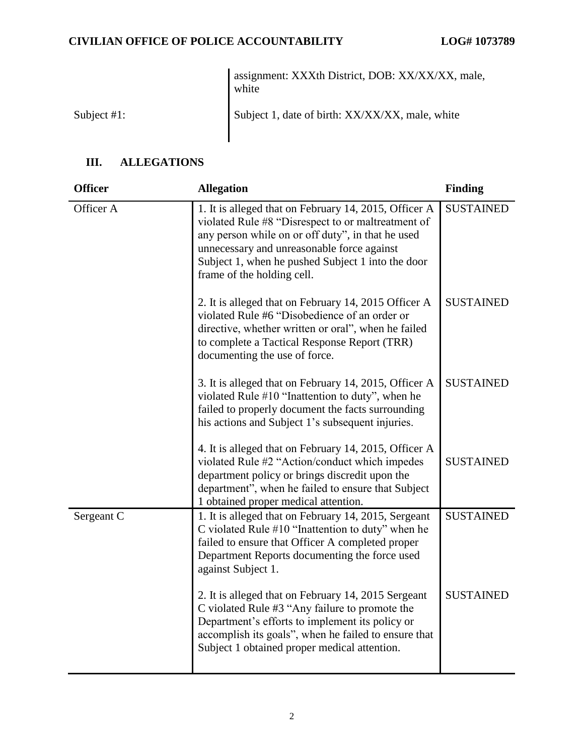| | |
|---|---|
| | assignment: XXXth District, DOB: XX/XX/XX, male, white |
| Subject #1: | Subject 1, date of birth: XX/XX/XX, male, white |

## III. ALLEGATIONS

| Officer | Allegation | Finding |
|---|---|---|
| Officer A | 1. It is alleged that on February 14, 2015, Officer A violated Rule #8 "Disrespect to or maltreatment of any person while on or off duty", in that he used unnecessary and unreasonable force against Subject 1, when he pushed Subject 1 into the door frame of the holding cell. | SUSTAINED |
| | 2. It is alleged that on February 14, 2015 Officer A violated Rule #6 "Disobedience of an order or directive, whether written or oral", when he failed to complete a Tactical Response Report (TRR) documenting the use of force. | SUSTAINED |
| | 3. It is alleged that on February 14, 2015, Officer A violated Rule #10 "Inattention to duty", when he failed to properly document the facts surrounding his actions and Subject 1's subsequent injuries. | SUSTAINED |
| | 4. It is alleged that on February 14, 2015, Officer A violated Rule #2 "Action/conduct which impedes department policy or brings discredit upon the department", when he failed to ensure that Subject 1 obtained proper medical attention. | SUSTAINED |
| Sergeant C | 1. It is alleged that on February 14, 2015, Sergeant C violated Rule #10 "Inattention to duty" when he failed to ensure that Officer A completed proper Department Reports documenting the force used against Subject 1. | SUSTAINED |
| | 2. It is alleged that on February 14, 2015 Sergeant C violated Rule #3 "Any failure to promote the Department's efforts to implement its policy or accomplish its goals", when he failed to ensure that Subject 1 obtained proper medical attention. | SUSTAINED |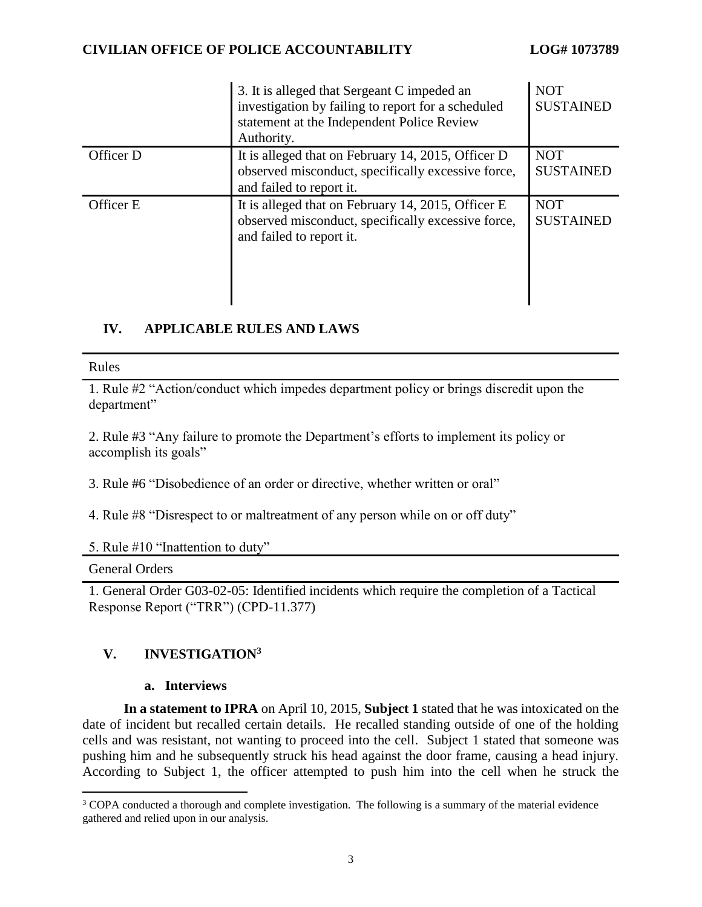| | | |
|---|---|---|
| | 3. It is alleged that Sergeant C impeded an investigation by failing to report for a scheduled statement at the Independent Police Review Authority. | NOT SUSTAINED |
| Officer D | It is alleged that on February 14, 2015, Officer D observed misconduct, specifically excessive force, and failed to report it. | NOT SUSTAINED |
| Officer E | It is alleged that on February 14, 2015, Officer E observed misconduct, specifically excessive force, and failed to report it. | NOT SUSTAINED |

## IV. APPLICABLE RULES AND LAWS

| Rules |
|---|
| 1. Rule #2 "Action/conduct which impedes department policy or brings discredit upon the department"<br><br>2. Rule #3 "Any failure to promote the Department's efforts to implement its policy or accomplish its goals"<br><br>3. Rule #6 "Disobedience of an order or directive, whether written or oral"<br><br>4. Rule #8 "Disrespect to or maltreatment of any person while on or off duty"<br><br>5. Rule #10 "Inattention to duty" |

| General Orders |
|---|
| 1. General Order G03-02-05: Identified incidents which require the completion of a Tactical Response Report ("TRR") (CPD-11.377) |

## V. INVESTIGATION[3]

### a. Interviews

**In a statement to IPRA** on April 10, 2015, **Subject 1** stated that he was intoxicated on the date of incident but recalled certain details. He recalled standing outside of one of the holding cells and was resistant, not wanting to proceed into the cell. Subject 1 stated that someone was pushing him and he subsequently struck his head against the door frame, causing a head injury. According to Subject 1, the officer attempted to push him into the cell when he struck the

[3] COPA conducted a thorough and complete investigation. The following is a summary of the material evidence gathered and relied upon in our analysis.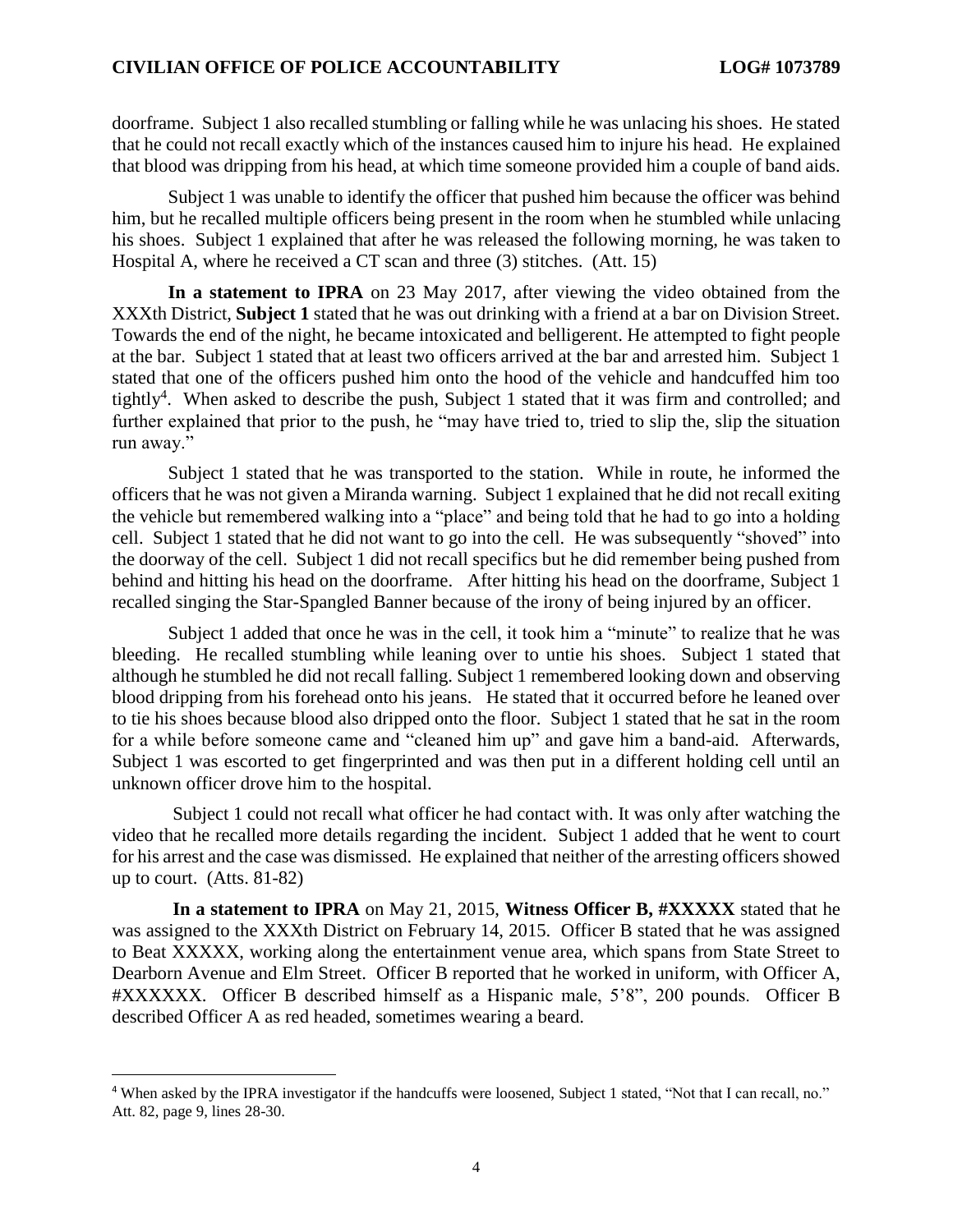doorframe. Subject 1 also recalled stumbling or falling while he was unlacing his shoes. He stated that he could not recall exactly which of the instances caused him to injure his head. He explained that blood was dripping from his head, at which time someone provided him a couple of band aids.

Subject 1 was unable to identify the officer that pushed him because the officer was behind him, but he recalled multiple officers being present in the room when he stumbled while unlacing his shoes. Subject 1 explained that after he was released the following morning, he was taken to Hospital A, where he received a CT scan and three (3) stitches. (Att. 15)

**In a statement to IPRA** on 23 May 2017, after viewing the video obtained from the XXXth District, **Subject 1** stated that he was out drinking with a friend at a bar on Division Street. Towards the end of the night, he became intoxicated and belligerent. He attempted to fight people at the bar. Subject 1 stated that at least two officers arrived at the bar and arrested him. Subject 1 stated that one of the officers pushed him onto the hood of the vehicle and handcuffed him too tightly[4]. When asked to describe the push, Subject 1 stated that it was firm and controlled; and further explained that prior to the push, he "may have tried to, tried to slip the, slip the situation run away."

Subject 1 stated that he was transported to the station. While in route, he informed the officers that he was not given a Miranda warning. Subject 1 explained that he did not recall exiting the vehicle but remembered walking into a "place" and being told that he had to go into a holding cell. Subject 1 stated that he did not want to go into the cell. He was subsequently "shoved" into the doorway of the cell. Subject 1 did not recall specifics but he did remember being pushed from behind and hitting his head on the doorframe. After hitting his head on the doorframe, Subject 1 recalled singing the Star-Spangled Banner because of the irony of being injured by an officer.

Subject 1 added that once he was in the cell, it took him a "minute" to realize that he was bleeding. He recalled stumbling while leaning over to untie his shoes. Subject 1 stated that although he stumbled he did not recall falling. Subject 1 remembered looking down and observing blood dripping from his forehead onto his jeans. He stated that it occurred before he leaned over to tie his shoes because blood also dripped onto the floor. Subject 1 stated that he sat in the room for a while before someone came and "cleaned him up" and gave him a band-aid. Afterwards, Subject 1 was escorted to get fingerprinted and was then put in a different holding cell until an unknown officer drove him to the hospital.

Subject 1 could not recall what officer he had contact with. It was only after watching the video that he recalled more details regarding the incident. Subject 1 added that he went to court for his arrest and the case was dismissed. He explained that neither of the arresting officers showed up to court. (Atts. 81-82)

**In a statement to IPRA** on May 21, 2015, **Witness Officer B, #XXXXX** stated that he was assigned to the XXXth District on February 14, 2015. Officer B stated that he was assigned to Beat XXXXX, working along the entertainment venue area, which spans from State Street to Dearborn Avenue and Elm Street. Officer B reported that he worked in uniform, with Officer A, #XXXXXX. Officer B described himself as a Hispanic male, 5'8", 200 pounds. Officer B described Officer A as red headed, sometimes wearing a beard.

---

[4] When asked by the IPRA investigator if the handcuffs were loosened, Subject 1 stated, "Not that I can recall, no." Att. 82, page 9, lines 28-30.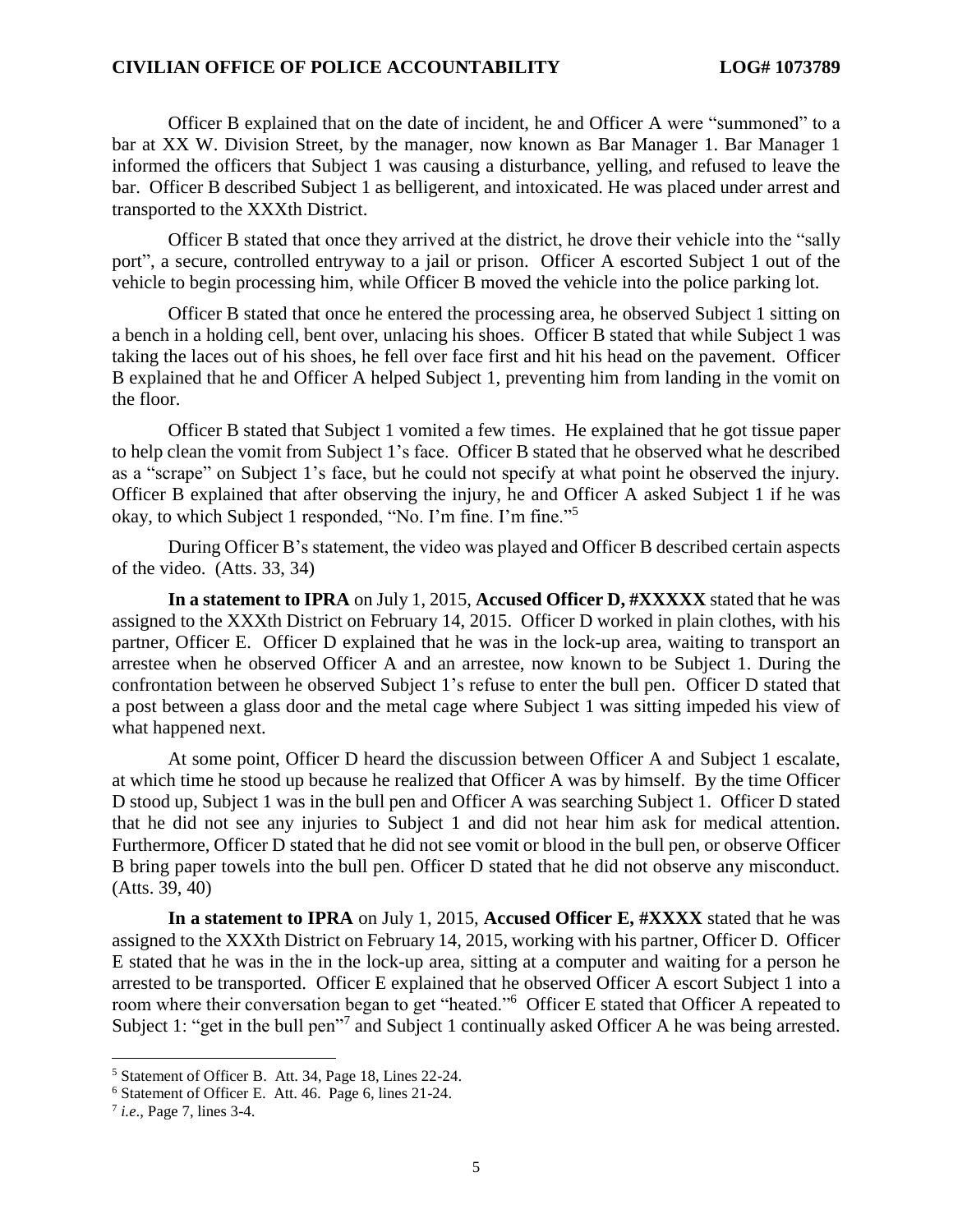Officer B explained that on the date of incident, he and Officer A were "summoned" to a bar at XX W. Division Street, by the manager, now known as Bar Manager 1. Bar Manager 1 informed the officers that Subject 1 was causing a disturbance, yelling, and refused to leave the bar. Officer B described Subject 1 as belligerent, and intoxicated. He was placed under arrest and transported to the XXXth District.

Officer B stated that once they arrived at the district, he drove their vehicle into the "sally port", a secure, controlled entryway to a jail or prison. Officer A escorted Subject 1 out of the vehicle to begin processing him, while Officer B moved the vehicle into the police parking lot.

Officer B stated that once he entered the processing area, he observed Subject 1 sitting on a bench in a holding cell, bent over, unlacing his shoes. Officer B stated that while Subject 1 was taking the laces out of his shoes, he fell over face first and hit his head on the pavement. Officer B explained that he and Officer A helped Subject 1, preventing him from landing in the vomit on the floor.

Officer B stated that Subject 1 vomited a few times. He explained that he got tissue paper to help clean the vomit from Subject 1's face. Officer B stated that he observed what he described as a "scrape" on Subject 1's face, but he could not specify at what point he observed the injury. Officer B explained that after observing the injury, he and Officer A asked Subject 1 if he was okay, to which Subject 1 responded, "No. I'm fine. I'm fine."[5]

During Officer B's statement, the video was played and Officer B described certain aspects of the video. (Atts. 33, 34)

**In a statement to IPRA** on July 1, 2015, **Accused Officer D, #XXXXX** stated that he was assigned to the XXXth District on February 14, 2015. Officer D worked in plain clothes, with his partner, Officer E. Officer D explained that he was in the lock-up area, waiting to transport an arrestee when he observed Officer A and an arrestee, now known to be Subject 1. During the confrontation between he observed Subject 1's refuse to enter the bull pen. Officer D stated that a post between a glass door and the metal cage where Subject 1 was sitting impeded his view of what happened next.

At some point, Officer D heard the discussion between Officer A and Subject 1 escalate, at which time he stood up because he realized that Officer A was by himself. By the time Officer D stood up, Subject 1 was in the bull pen and Officer A was searching Subject 1. Officer D stated that he did not see any injuries to Subject 1 and did not hear him ask for medical attention. Furthermore, Officer D stated that he did not see vomit or blood in the bull pen, or observe Officer B bring paper towels into the bull pen. Officer D stated that he did not observe any misconduct. (Atts. 39, 40)

**In a statement to IPRA** on July 1, 2015, **Accused Officer E, #XXXX** stated that he was assigned to the XXXth District on February 14, 2015, working with his partner, Officer D. Officer E stated that he was in the in the lock-up area, sitting at a computer and waiting for a person he arrested to be transported. Officer E explained that he observed Officer A escort Subject 1 into a room where their conversation began to get "heated."[6] Officer E stated that Officer A repeated to Subject 1: "get in the bull pen"[7] and Subject 1 continually asked Officer A he was being arrested.

---

[5] Statement of Officer B. Att. 34, Page 18, Lines 22-24.

[6] Statement of Officer E. Att. 46. Page 6, lines 21-24.

[7] *i.e.*, Page 7, lines 3-4.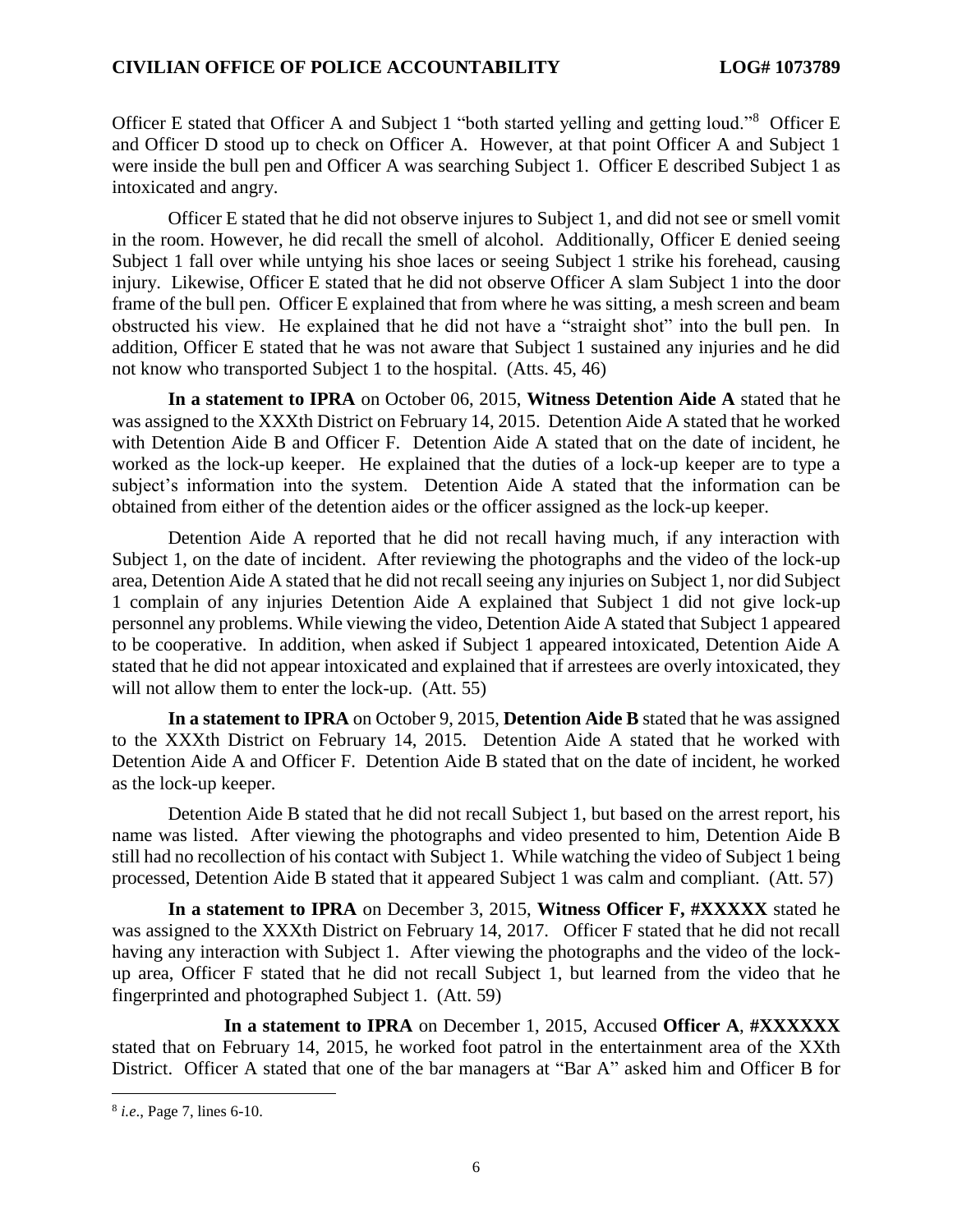Officer E stated that Officer A and Subject 1 "both started yelling and getting loud."[8] Officer E and Officer D stood up to check on Officer A. However, at that point Officer A and Subject 1 were inside the bull pen and Officer A was searching Subject 1. Officer E described Subject 1 as intoxicated and angry.

Officer E stated that he did not observe injures to Subject 1, and did not see or smell vomit in the room. However, he did recall the smell of alcohol. Additionally, Officer E denied seeing Subject 1 fall over while untying his shoe laces or seeing Subject 1 strike his forehead, causing injury. Likewise, Officer E stated that he did not observe Officer A slam Subject 1 into the door frame of the bull pen. Officer E explained that from where he was sitting, a mesh screen and beam obstructed his view. He explained that he did not have a "straight shot" into the bull pen. In addition, Officer E stated that he was not aware that Subject 1 sustained any injuries and he did not know who transported Subject 1 to the hospital. (Atts. 45, 46)

**In a statement to IPRA** on October 06, 2015, **Witness Detention Aide A** stated that he was assigned to the XXXth District on February 14, 2015. Detention Aide A stated that he worked with Detention Aide B and Officer F. Detention Aide A stated that on the date of incident, he worked as the lock-up keeper. He explained that the duties of a lock-up keeper are to type a subject's information into the system. Detention Aide A stated that the information can be obtained from either of the detention aides or the officer assigned as the lock-up keeper.

Detention Aide A reported that he did not recall having much, if any interaction with Subject 1, on the date of incident. After reviewing the photographs and the video of the lock-up area, Detention Aide A stated that he did not recall seeing any injuries on Subject 1, nor did Subject 1 complain of any injuries Detention Aide A explained that Subject 1 did not give lock-up personnel any problems. While viewing the video, Detention Aide A stated that Subject 1 appeared to be cooperative. In addition, when asked if Subject 1 appeared intoxicated, Detention Aide A stated that he did not appear intoxicated and explained that if arrestees are overly intoxicated, they will not allow them to enter the lock-up. (Att. 55)

**In a statement to IPRA** on October 9, 2015, **Detention Aide B** stated that he was assigned to the XXXth District on February 14, 2015. Detention Aide A stated that he worked with Detention Aide A and Officer F. Detention Aide B stated that on the date of incident, he worked as the lock-up keeper.

Detention Aide B stated that he did not recall Subject 1, but based on the arrest report, his name was listed. After viewing the photographs and video presented to him, Detention Aide B still had no recollection of his contact with Subject 1. While watching the video of Subject 1 being processed, Detention Aide B stated that it appeared Subject 1 was calm and compliant. (Att. 57)

**In a statement to IPRA** on December 3, 2015, **Witness Officer F, #XXXXX** stated he was assigned to the XXXth District on February 14, 2017. Officer F stated that he did not recall having any interaction with Subject 1. After viewing the photographs and the video of the lock-up area, Officer F stated that he did not recall Subject 1, but learned from the video that he fingerprinted and photographed Subject 1. (Att. 59)

**In a statement to IPRA** on December 1, 2015, Accused **Officer A**, **#XXXXXX** stated that on February 14, 2015, he worked foot patrol in the entertainment area of the XXth District. Officer A stated that one of the bar managers at "Bar A" asked him and Officer B for

[8] *i.e.*, Page 7, lines 6-10.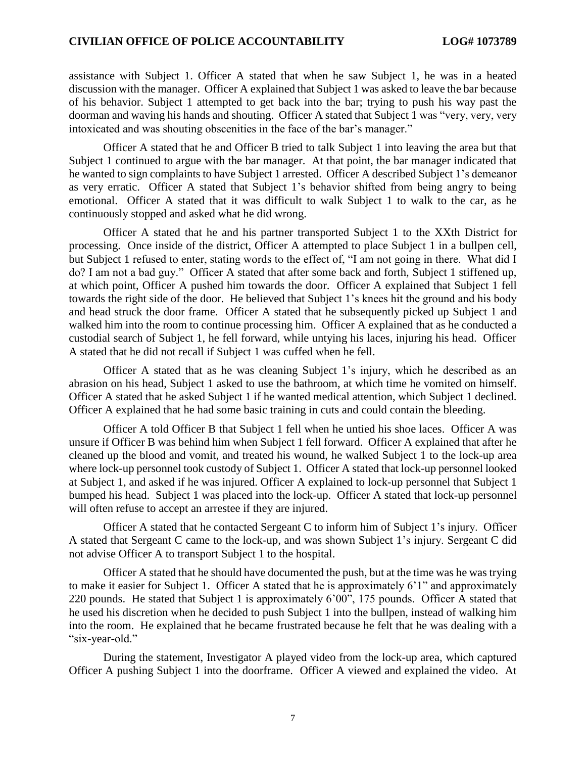assistance with Subject 1. Officer A stated that when he saw Subject 1, he was in a heated discussion with the manager. Officer A explained that Subject 1 was asked to leave the bar because of his behavior. Subject 1 attempted to get back into the bar; trying to push his way past the doorman and waving his hands and shouting. Officer A stated that Subject 1 was "very, very, very intoxicated and was shouting obscenities in the face of the bar's manager."

Officer A stated that he and Officer B tried to talk Subject 1 into leaving the area but that Subject 1 continued to argue with the bar manager. At that point, the bar manager indicated that he wanted to sign complaints to have Subject 1 arrested. Officer A described Subject 1's demeanor as very erratic. Officer A stated that Subject 1's behavior shifted from being angry to being emotional. Officer A stated that it was difficult to walk Subject 1 to walk to the car, as he continuously stopped and asked what he did wrong.

Officer A stated that he and his partner transported Subject 1 to the XXth District for processing. Once inside of the district, Officer A attempted to place Subject 1 in a bullpen cell, but Subject 1 refused to enter, stating words to the effect of, "I am not going in there. What did I do? I am not a bad guy." Officer A stated that after some back and forth, Subject 1 stiffened up, at which point, Officer A pushed him towards the door. Officer A explained that Subject 1 fell towards the right side of the door. He believed that Subject 1's knees hit the ground and his body and head struck the door frame. Officer A stated that he subsequently picked up Subject 1 and walked him into the room to continue processing him. Officer A explained that as he conducted a custodial search of Subject 1, he fell forward, while untying his laces, injuring his head. Officer A stated that he did not recall if Subject 1 was cuffed when he fell.

Officer A stated that as he was cleaning Subject 1's injury, which he described as an abrasion on his head, Subject 1 asked to use the bathroom, at which time he vomited on himself. Officer A stated that he asked Subject 1 if he wanted medical attention, which Subject 1 declined. Officer A explained that he had some basic training in cuts and could contain the bleeding.

Officer A told Officer B that Subject 1 fell when he untied his shoe laces. Officer A was unsure if Officer B was behind him when Subject 1 fell forward. Officer A explained that after he cleaned up the blood and vomit, and treated his wound, he walked Subject 1 to the lock-up area where lock-up personnel took custody of Subject 1. Officer A stated that lock-up personnel looked at Subject 1, and asked if he was injured. Officer A explained to lock-up personnel that Subject 1 bumped his head. Subject 1 was placed into the lock-up. Officer A stated that lock-up personnel will often refuse to accept an arrestee if they are injured.

Officer A stated that he contacted Sergeant C to inform him of Subject 1's injury. Officer A stated that Sergeant C came to the lock-up, and was shown Subject 1's injury. Sergeant C did not advise Officer A to transport Subject 1 to the hospital.

Officer A stated that he should have documented the push, but at the time was he was trying to make it easier for Subject 1. Officer A stated that he is approximately 6'1" and approximately 220 pounds. He stated that Subject 1 is approximately 6'00", 175 pounds. Officer A stated that he used his discretion when he decided to push Subject 1 into the bullpen, instead of walking him into the room. He explained that he became frustrated because he felt that he was dealing with a "six-year-old."

During the statement, Investigator A played video from the lock-up area, which captured Officer A pushing Subject 1 into the doorframe. Officer A viewed and explained the video. At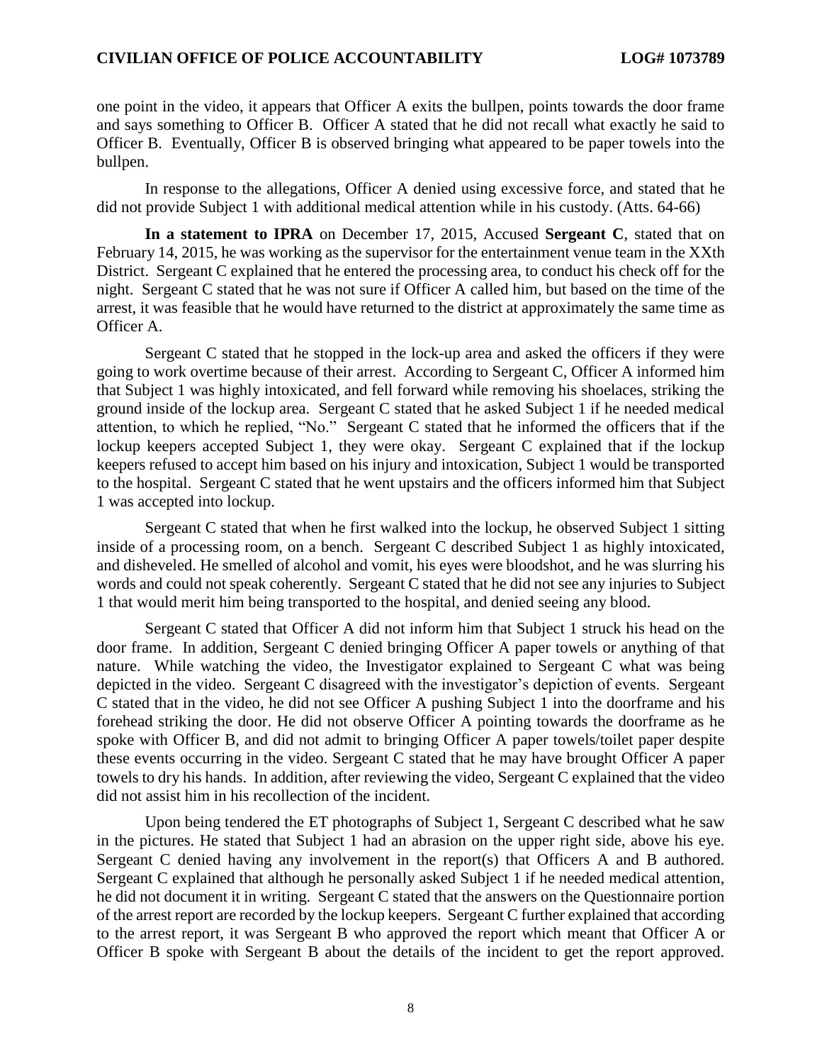one point in the video, it appears that Officer A exits the bullpen, points towards the door frame and says something to Officer B. Officer A stated that he did not recall what exactly he said to Officer B. Eventually, Officer B is observed bringing what appeared to be paper towels into the bullpen.

In response to the allegations, Officer A denied using excessive force, and stated that he did not provide Subject 1 with additional medical attention while in his custody. (Atts. 64-66)

**In a statement to IPRA** on December 17, 2015, Accused **Sergeant C**, stated that on February 14, 2015, he was working as the supervisor for the entertainment venue team in the XXth District. Sergeant C explained that he entered the processing area, to conduct his check off for the night. Sergeant C stated that he was not sure if Officer A called him, but based on the time of the arrest, it was feasible that he would have returned to the district at approximately the same time as Officer A.

Sergeant C stated that he stopped in the lock-up area and asked the officers if they were going to work overtime because of their arrest. According to Sergeant C, Officer A informed him that Subject 1 was highly intoxicated, and fell forward while removing his shoelaces, striking the ground inside of the lockup area. Sergeant C stated that he asked Subject 1 if he needed medical attention, to which he replied, "No." Sergeant C stated that he informed the officers that if the lockup keepers accepted Subject 1, they were okay. Sergeant C explained that if the lockup keepers refused to accept him based on his injury and intoxication, Subject 1 would be transported to the hospital. Sergeant C stated that he went upstairs and the officers informed him that Subject 1 was accepted into lockup.

Sergeant C stated that when he first walked into the lockup, he observed Subject 1 sitting inside of a processing room, on a bench. Sergeant C described Subject 1 as highly intoxicated, and disheveled. He smelled of alcohol and vomit, his eyes were bloodshot, and he was slurring his words and could not speak coherently. Sergeant C stated that he did not see any injuries to Subject 1 that would merit him being transported to the hospital, and denied seeing any blood.

Sergeant C stated that Officer A did not inform him that Subject 1 struck his head on the door frame. In addition, Sergeant C denied bringing Officer A paper towels or anything of that nature. While watching the video, the Investigator explained to Sergeant C what was being depicted in the video. Sergeant C disagreed with the investigator's depiction of events. Sergeant C stated that in the video, he did not see Officer A pushing Subject 1 into the doorframe and his forehead striking the door. He did not observe Officer A pointing towards the doorframe as he spoke with Officer B, and did not admit to bringing Officer A paper towels/toilet paper despite these events occurring in the video. Sergeant C stated that he may have brought Officer A paper towels to dry his hands. In addition, after reviewing the video, Sergeant C explained that the video did not assist him in his recollection of the incident.

Upon being tendered the ET photographs of Subject 1, Sergeant C described what he saw in the pictures. He stated that Subject 1 had an abrasion on the upper right side, above his eye. Sergeant C denied having any involvement in the report(s) that Officers A and B authored. Sergeant C explained that although he personally asked Subject 1 if he needed medical attention, he did not document it in writing. Sergeant C stated that the answers on the Questionnaire portion of the arrest report are recorded by the lockup keepers. Sergeant C further explained that according to the arrest report, it was Sergeant B who approved the report which meant that Officer A or Officer B spoke with Sergeant B about the details of the incident to get the report approved.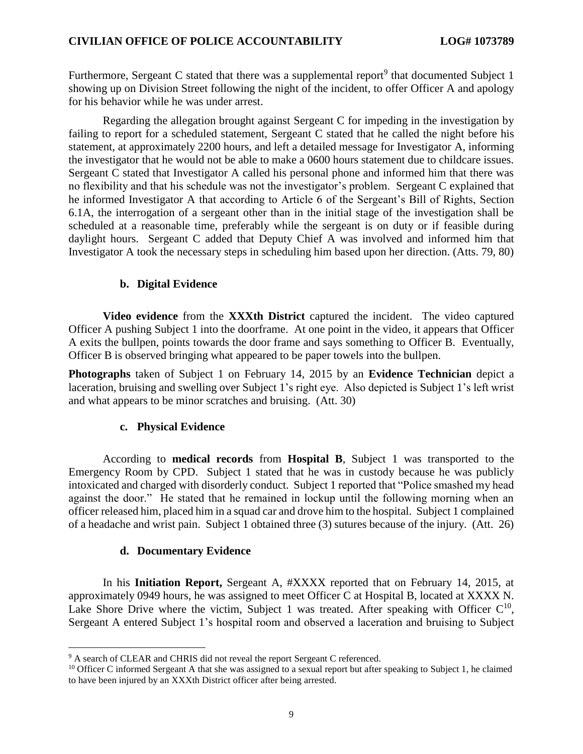Furthermore, Sergeant C stated that there was a supplemental report[9] that documented Subject 1 showing up on Division Street following the night of the incident, to offer Officer A and apology for his behavior while he was under arrest.

Regarding the allegation brought against Sergeant C for impeding in the investigation by failing to report for a scheduled statement, Sergeant C stated that he called the night before his statement, at approximately 2200 hours, and left a detailed message for Investigator A, informing the investigator that he would not be able to make a 0600 hours statement due to childcare issues. Sergeant C stated that Investigator A called his personal phone and informed him that there was no flexibility and that his schedule was not the investigator's problem. Sergeant C explained that he informed Investigator A that according to Article 6 of the Sergeant's Bill of Rights, Section 6.1A, the interrogation of a sergeant other than in the initial stage of the investigation shall be scheduled at a reasonable time, preferably while the sergeant is on duty or if feasible during daylight hours. Sergeant C added that Deputy Chief A was involved and informed him that Investigator A took the necessary steps in scheduling him based upon her direction. (Atts. 79, 80)

### b. Digital Evidence

**Video evidence** from the **XXXth District** captured the incident. The video captured Officer A pushing Subject 1 into the doorframe. At one point in the video, it appears that Officer A exits the bullpen, points towards the door frame and says something to Officer B. Eventually, Officer B is observed bringing what appeared to be paper towels into the bullpen.

**Photographs** taken of Subject 1 on February 14, 2015 by an **Evidence Technician** depict a laceration, bruising and swelling over Subject 1's right eye. Also depicted is Subject 1's left wrist and what appears to be minor scratches and bruising. (Att. 30)

### c. Physical Evidence

According to **medical records** from **Hospital B**, Subject 1 was transported to the Emergency Room by CPD. Subject 1 stated that he was in custody because he was publicly intoxicated and charged with disorderly conduct. Subject 1 reported that "Police smashed my head against the door." He stated that he remained in lockup until the following morning when an officer released him, placed him in a squad car and drove him to the hospital. Subject 1 complained of a headache and wrist pain. Subject 1 obtained three (3) sutures because of the injury. (Att. 26)

### d. Documentary Evidence

In his **Initiation Report,** Sergeant A, #XXXX reported that on February 14, 2015, at approximately 0949 hours, he was assigned to meet Officer C at Hospital B, located at XXXX N. Lake Shore Drive where the victim, Subject 1 was treated. After speaking with Officer C[10], Sergeant A entered Subject 1's hospital room and observed a laceration and bruising to Subject

[9] A search of CLEAR and CHRIS did not reveal the report Sergeant C referenced.

[10] Officer C informed Sergeant A that she was assigned to a sexual report but after speaking to Subject 1, he claimed to have been injured by an XXXth District officer after being arrested.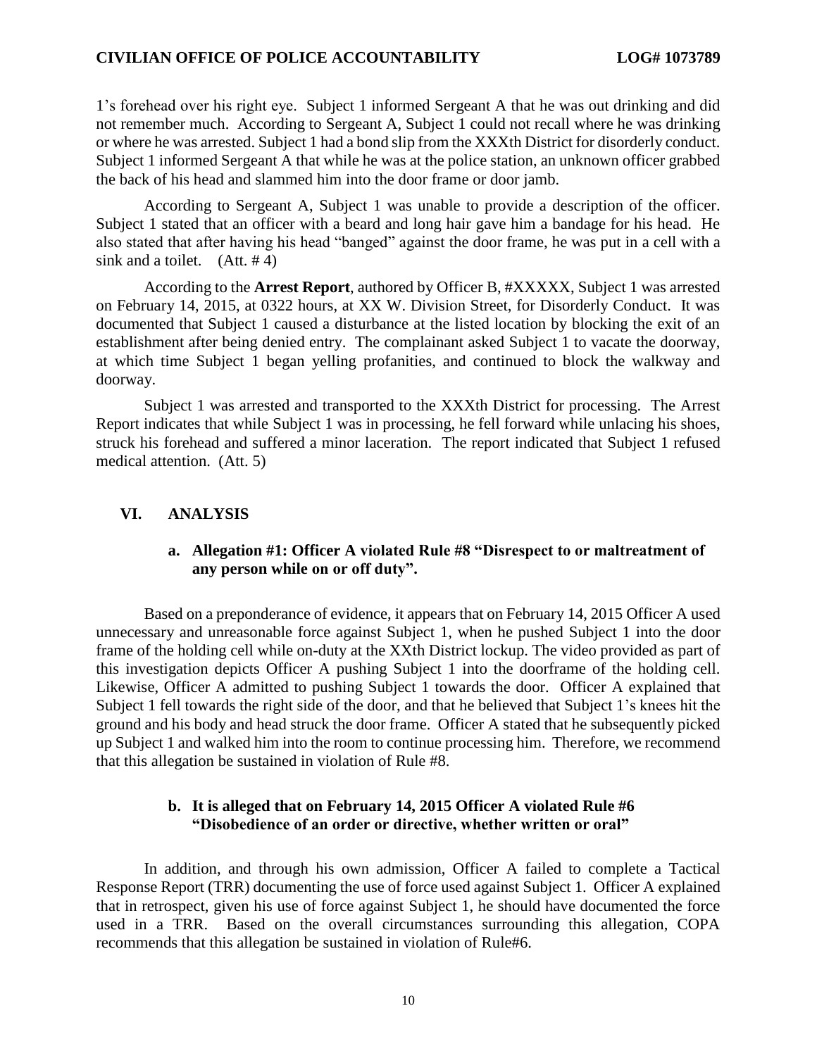1's forehead over his right eye. Subject 1 informed Sergeant A that he was out drinking and did not remember much. According to Sergeant A, Subject 1 could not recall where he was drinking or where he was arrested. Subject 1 had a bond slip from the XXXth District for disorderly conduct. Subject 1 informed Sergeant A that while he was at the police station, an unknown officer grabbed the back of his head and slammed him into the door frame or door jamb.

According to Sergeant A, Subject 1 was unable to provide a description of the officer. Subject 1 stated that an officer with a beard and long hair gave him a bandage for his head. He also stated that after having his head "banged" against the door frame, he was put in a cell with a sink and a toilet. (Att. # 4)

According to the **Arrest Report**, authored by Officer B, #XXXXX, Subject 1 was arrested on February 14, 2015, at 0322 hours, at XX W. Division Street, for Disorderly Conduct. It was documented that Subject 1 caused a disturbance at the listed location by blocking the exit of an establishment after being denied entry. The complainant asked Subject 1 to vacate the doorway, at which time Subject 1 began yelling profanities, and continued to block the walkway and doorway.

Subject 1 was arrested and transported to the XXXth District for processing. The Arrest Report indicates that while Subject 1 was in processing, he fell forward while unlacing his shoes, struck his forehead and suffered a minor laceration. The report indicated that Subject 1 refused medical attention. (Att. 5)

## VI. ANALYSIS

### a. Allegation #1: Officer A violated Rule #8 "Disrespect to or maltreatment of any person while on or off duty".

Based on a preponderance of evidence, it appears that on February 14, 2015 Officer A used unnecessary and unreasonable force against Subject 1, when he pushed Subject 1 into the door frame of the holding cell while on-duty at the XXth District lockup. The video provided as part of this investigation depicts Officer A pushing Subject 1 into the doorframe of the holding cell. Likewise, Officer A admitted to pushing Subject 1 towards the door. Officer A explained that Subject 1 fell towards the right side of the door, and that he believed that Subject 1's knees hit the ground and his body and head struck the door frame. Officer A stated that he subsequently picked up Subject 1 and walked him into the room to continue processing him. Therefore, we recommend that this allegation be sustained in violation of Rule #8.

### b. It is alleged that on February 14, 2015 Officer A violated Rule #6 "Disobedience of an order or directive, whether written or oral"

In addition, and through his own admission, Officer A failed to complete a Tactical Response Report (TRR) documenting the use of force used against Subject 1. Officer A explained that in retrospect, given his use of force against Subject 1, he should have documented the force used in a TRR. Based on the overall circumstances surrounding this allegation, COPA recommends that this allegation be sustained in violation of Rule#6.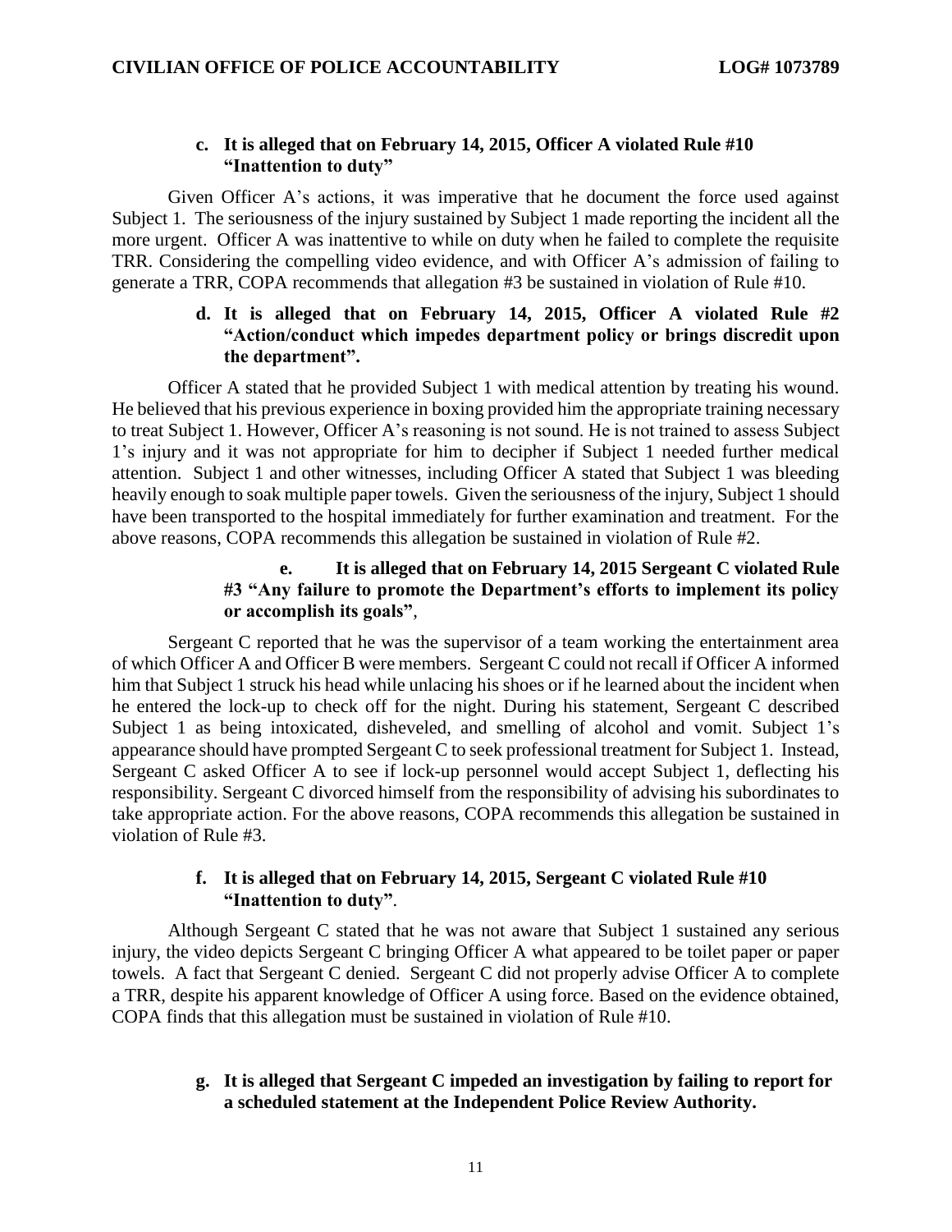**c. It is alleged that on February 14, 2015, Officer A violated Rule #10 "Inattention to duty"**

Given Officer A's actions, it was imperative that he document the force used against Subject 1. The seriousness of the injury sustained by Subject 1 made reporting the incident all the more urgent. Officer A was inattentive to while on duty when he failed to complete the requisite TRR. Considering the compelling video evidence, and with Officer A's admission of failing to generate a TRR, COPA recommends that allegation #3 be sustained in violation of Rule #10.

**d. It is alleged that on February 14, 2015, Officer A violated Rule #2 "Action/conduct which impedes department policy or brings discredit upon the department".**

Officer A stated that he provided Subject 1 with medical attention by treating his wound. He believed that his previous experience in boxing provided him the appropriate training necessary to treat Subject 1. However, Officer A's reasoning is not sound. He is not trained to assess Subject 1's injury and it was not appropriate for him to decipher if Subject 1 needed further medical attention. Subject 1 and other witnesses, including Officer A stated that Subject 1 was bleeding heavily enough to soak multiple paper towels. Given the seriousness of the injury, Subject 1 should have been transported to the hospital immediately for further examination and treatment. For the above reasons, COPA recommends this allegation be sustained in violation of Rule #2.

**e. It is alleged that on February 14, 2015 Sergeant C violated Rule #3 "Any failure to promote the Department's efforts to implement its policy or accomplish its goals"**,

Sergeant C reported that he was the supervisor of a team working the entertainment area of which Officer A and Officer B were members. Sergeant C could not recall if Officer A informed him that Subject 1 struck his head while unlacing his shoes or if he learned about the incident when he entered the lock-up to check off for the night. During his statement, Sergeant C described Subject 1 as being intoxicated, disheveled, and smelling of alcohol and vomit. Subject 1's appearance should have prompted Sergeant C to seek professional treatment for Subject 1. Instead, Sergeant C asked Officer A to see if lock-up personnel would accept Subject 1, deflecting his responsibility. Sergeant C divorced himself from the responsibility of advising his subordinates to take appropriate action. For the above reasons, COPA recommends this allegation be sustained in violation of Rule #3.

**f. It is alleged that on February 14, 2015, Sergeant C violated Rule #10 "Inattention to duty"**.

Although Sergeant C stated that he was not aware that Subject 1 sustained any serious injury, the video depicts Sergeant C bringing Officer A what appeared to be toilet paper or paper towels. A fact that Sergeant C denied. Sergeant C did not properly advise Officer A to complete a TRR, despite his apparent knowledge of Officer A using force. Based on the evidence obtained, COPA finds that this allegation must be sustained in violation of Rule #10.

**g. It is alleged that Sergeant C impeded an investigation by failing to report for a scheduled statement at the Independent Police Review Authority.**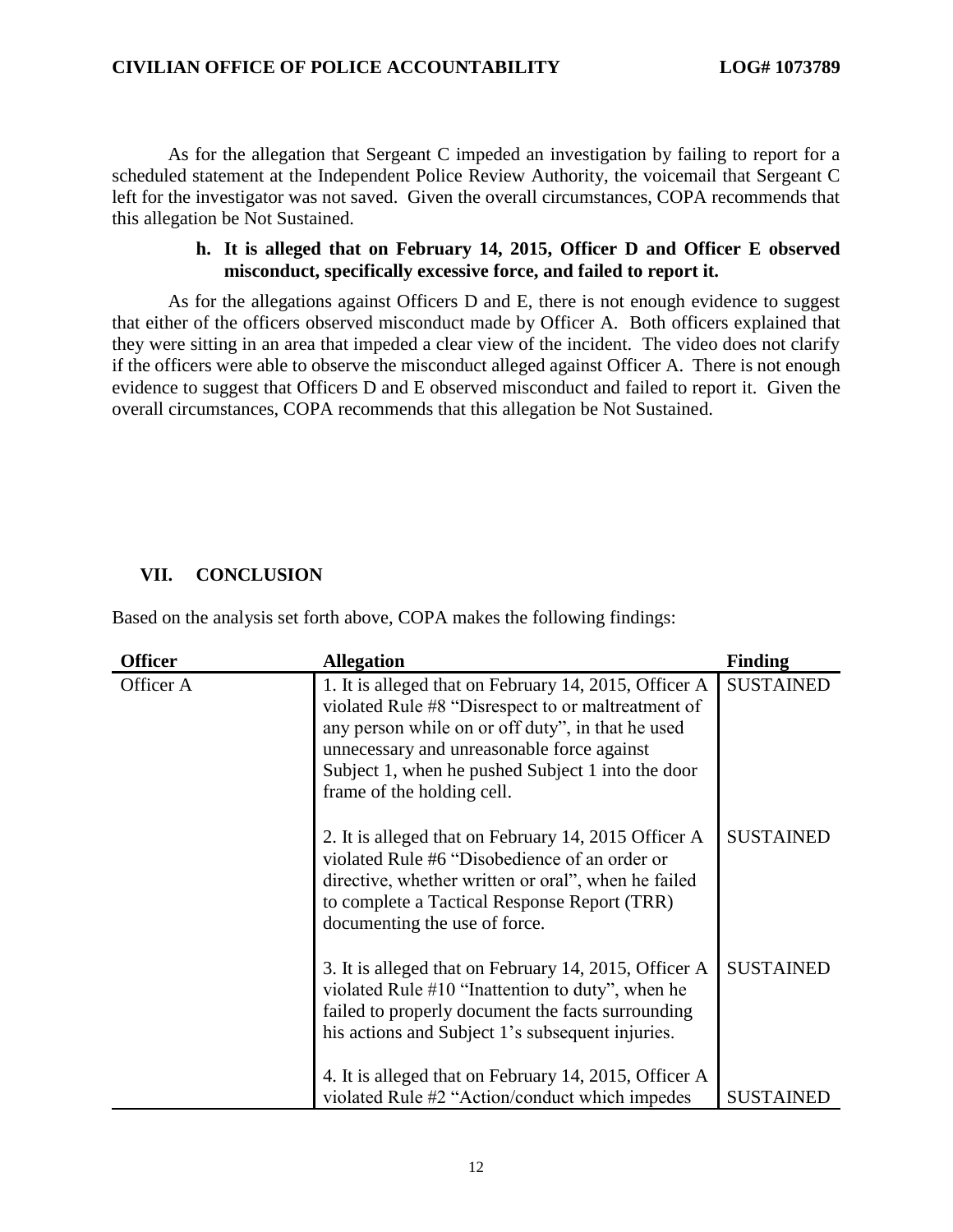As for the allegation that Sergeant C impeded an investigation by failing to report for a scheduled statement at the Independent Police Review Authority, the voicemail that Sergeant C left for the investigator was not saved. Given the overall circumstances, COPA recommends that this allegation be Not Sustained.

**h. It is alleged that on February 14, 2015, Officer D and Officer E observed misconduct, specifically excessive force, and failed to report it.**

As for the allegations against Officers D and E, there is not enough evidence to suggest that either of the officers observed misconduct made by Officer A. Both officers explained that they were sitting in an area that impeded a clear view of the incident. The video does not clarify if the officers were able to observe the misconduct alleged against Officer A. There is not enough evidence to suggest that Officers D and E observed misconduct and failed to report it. Given the overall circumstances, COPA recommends that this allegation be Not Sustained.

## VII. CONCLUSION

Based on the analysis set forth above, COPA makes the following findings:

| Officer | Allegation | Finding |
|---|---|---|
| Officer A | 1. It is alleged that on February 14, 2015, Officer A violated Rule #8 "Disrespect to or maltreatment of any person while on or off duty", in that he used unnecessary and unreasonable force against Subject 1, when he pushed Subject 1 into the door frame of the holding cell. | SUSTAINED |
| | 2. It is alleged that on February 14, 2015 Officer A violated Rule #6 "Disobedience of an order or directive, whether written or oral", when he failed to complete a Tactical Response Report (TRR) documenting the use of force. | SUSTAINED |
| | 3. It is alleged that on February 14, 2015, Officer A violated Rule #10 "Inattention to duty", when he failed to properly document the facts surrounding his actions and Subject 1's subsequent injuries. | SUSTAINED |
| | 4. It is alleged that on February 14, 2015, Officer A violated Rule #2 "Action/conduct which impedes | SUSTAINED |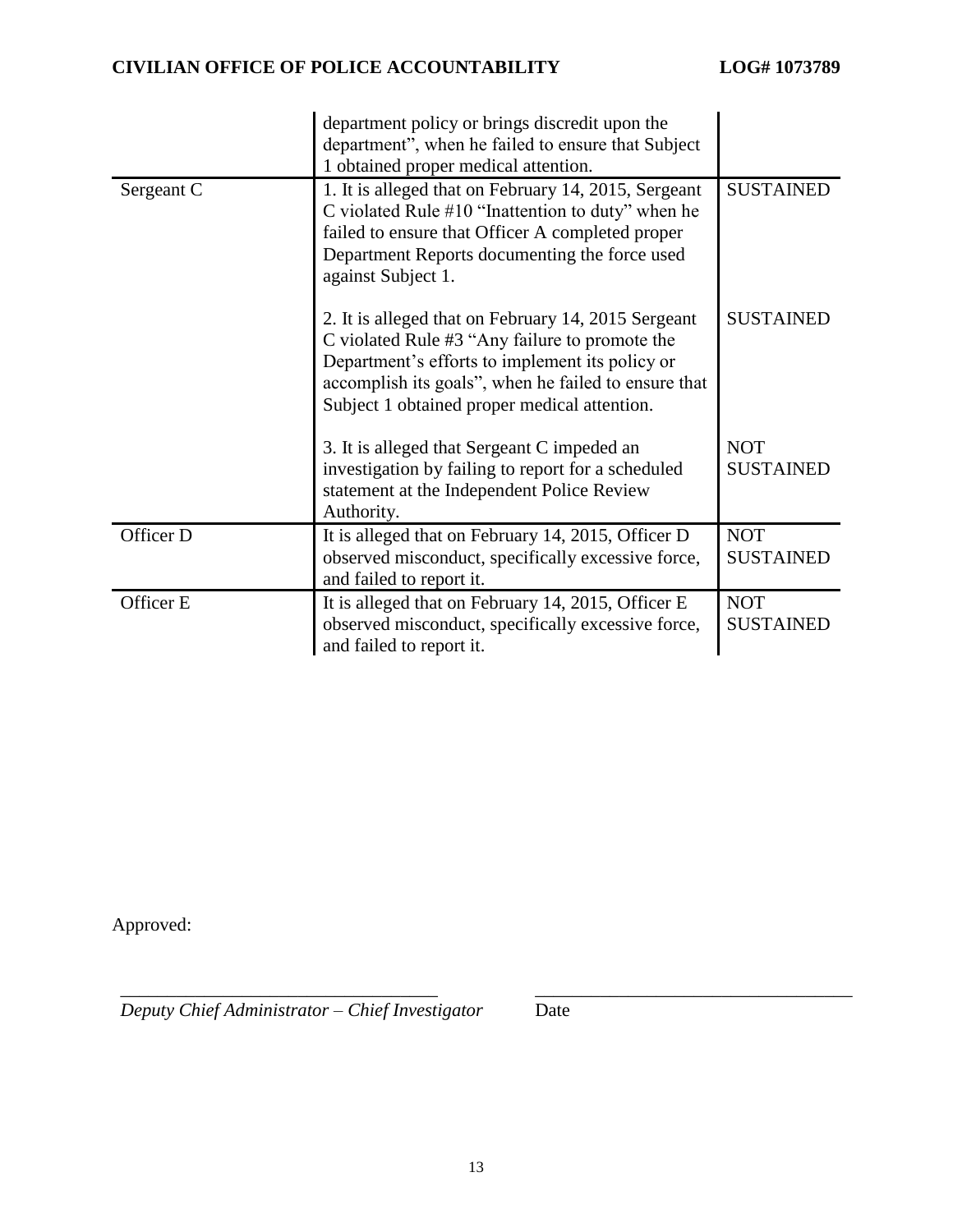| | | |
|---|---|---|
| | department policy or brings discredit upon the department", when he failed to ensure that Subject 1 obtained proper medical attention. | |
| Sergeant C | 1. It is alleged that on February 14, 2015, Sergeant C violated Rule #10 "Inattention to duty" when he failed to ensure that Officer A completed proper Department Reports documenting the force used against Subject 1. | SUSTAINED |
| | 2. It is alleged that on February 14, 2015 Sergeant C violated Rule #3 "Any failure to promote the Department's efforts to implement its policy or accomplish its goals", when he failed to ensure that Subject 1 obtained proper medical attention. | SUSTAINED |
| | 3. It is alleged that Sergeant C impeded an investigation by failing to report for a scheduled statement at the Independent Police Review Authority. | NOT SUSTAINED |
| Officer D | It is alleged that on February 14, 2015, Officer D observed misconduct, specifically excessive force, and failed to report it. | NOT SUSTAINED |
| Officer E | It is alleged that on February 14, 2015, Officer E observed misconduct, specifically excessive force, and failed to report it. | NOT SUSTAINED |

Approved:

\_\_\_\_\_\_\_\_\_\_\_\_\_\_\_\_\_\_\_\_\_\_\_\_\_\_\_\_\_\_\_\_\_\_ \_\_\_\_\_\_\_\_\_\_\_\_\_\_\_\_\_\_\_\_\_\_\_\_\_\_\_\_\_\_\_\_\_\_

*Deputy Chief Administrator – Chief Investigator* Date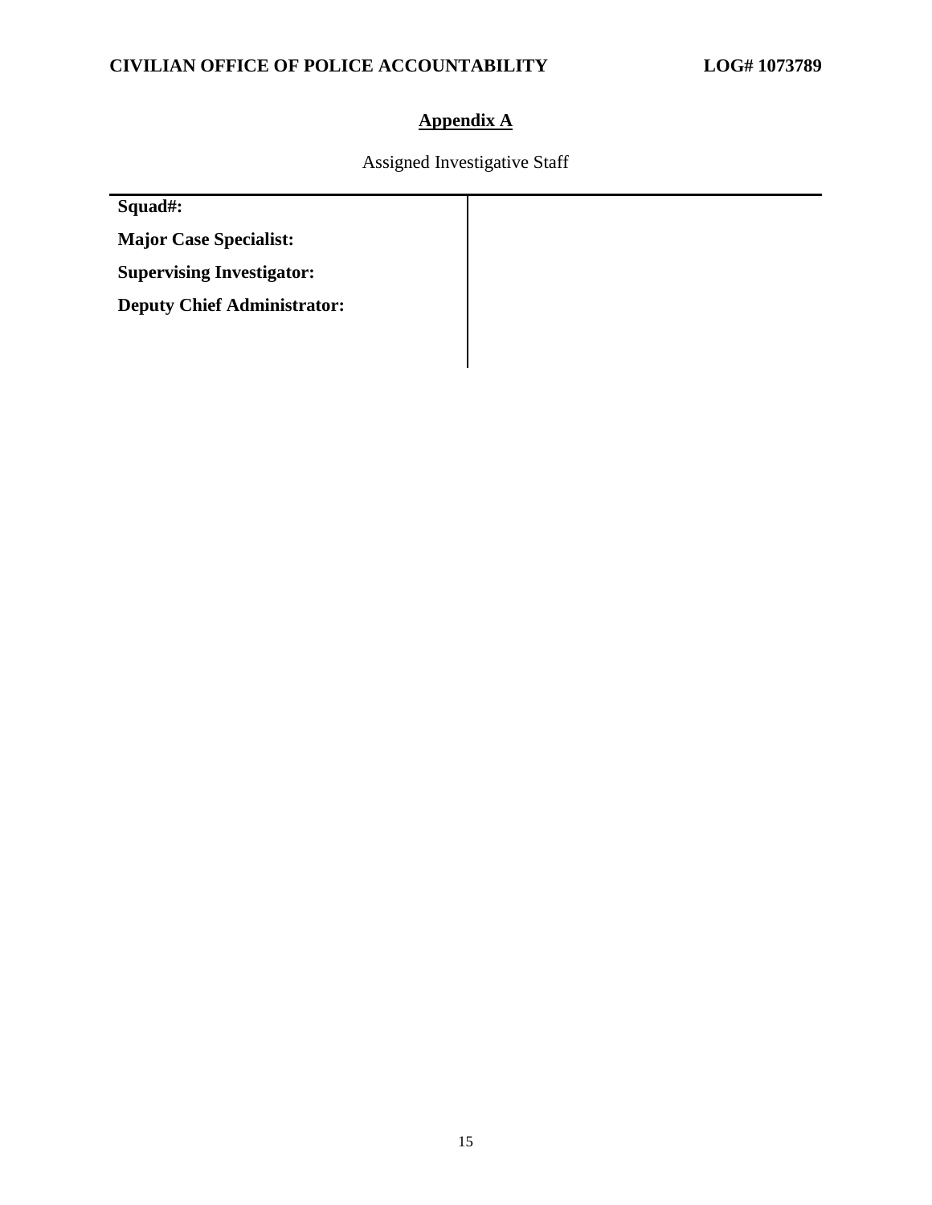## Appendix A

Assigned Investigative Staff

| | |
|---|---|
| **Squad#:** | |
| **Major Case Specialist:** | |
| **Supervising Investigator:** | |
| **Deputy Chief Administrator:** | |